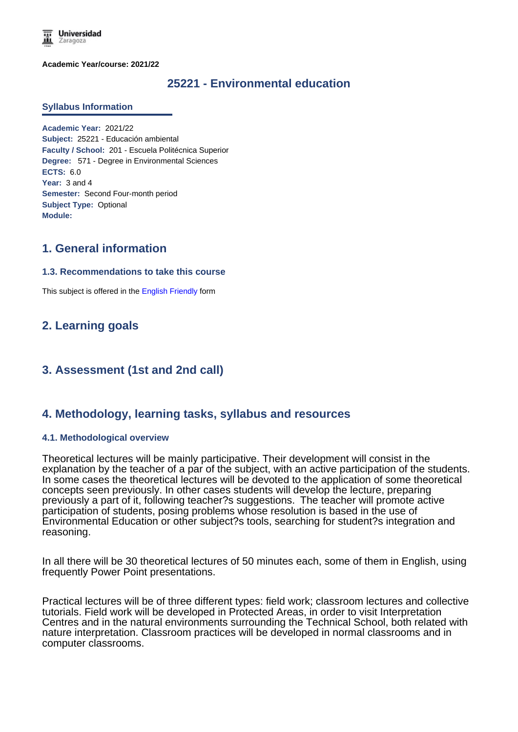**Academic Year/course: 2021/22**

# 25221 - Environmental education

## Syllabus Information

**Academic Year:** 2021/22
**Subject:** 25221 - Educación ambiental
**Faculty / School:** 201 - Escuela Politécnica Superior
**Degree:** 571 - Degree in Environmental Sciences
**ECTS:** 6.0
**Year:** 3 and 4
**Semester:** Second Four-month period
**Subject Type:** Optional
**Module:**

## 1. General information

### 1.3. Recommendations to take this course

This subject is offered in the English Friendly form

## 2. Learning goals

## 3. Assessment (1st and 2nd call)

## 4. Methodology, learning tasks, syllabus and resources

### 4.1. Methodological overview

Theoretical lectures will be mainly participative. Their development will consist in the explanation by the teacher of a par of the subject, with an active participation of the students. In some cases the theoretical lectures will be devoted to the application of some theoretical concepts seen previously. In other cases students will develop the lecture, preparing previously a part of it, following teacher?s suggestions. The teacher will promote active participation of students, posing problems whose resolution is based in the use of Environmental Education or other subject?s tools, searching for student?s integration and reasoning.

In all there will be 30 theoretical lectures of 50 minutes each, some of them in English, using frequently Power Point presentations.

Practical lectures will be of three different types: field work; classroom lectures and collective tutorials. Field work will be developed in Protected Areas, in order to visit Interpretation Centres and in the natural environments surrounding the Technical School, both related with nature interpretation. Classroom practices will be developed in normal classrooms and in computer classrooms.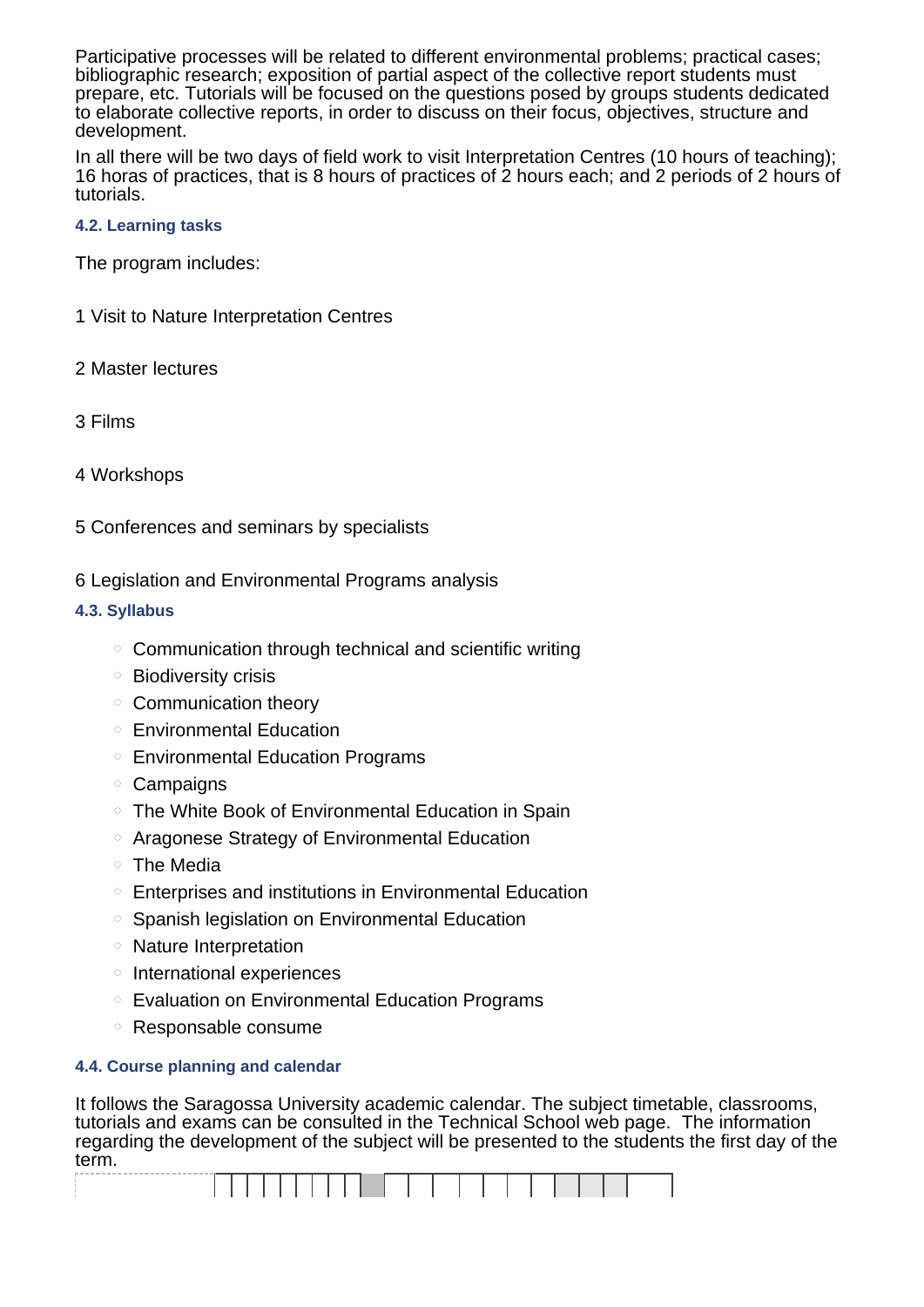Participative processes will be related to different environmental problems; practical cases; bibliographic research; exposition of partial aspect of the collective report students must prepare, etc. Tutorials will be focused on the questions posed by groups students dedicated to elaborate collective reports, in order to discuss on their focus, objectives, structure and development.

In all there will be two days of field work to visit Interpretation Centres (10 hours of teaching); 16 horas of practices, that is 8 hours of practices of 2 hours each; and 2 periods of 2 hours of tutorials.

### 4.2. Learning tasks

The program includes:

1 Visit to Nature Interpretation Centres

2 Master lectures

3 Films

4 Workshops

5 Conferences and seminars by specialists

6 Legislation and Environmental Programs analysis

### 4.3. Syllabus

- Communication through technical and scientific writing
- Biodiversity crisis
- Communication theory
- Environmental Education
- Environmental Education Programs
- Campaigns
- The White Book of Environmental Education in Spain
- Aragonese Strategy of Environmental Education
- The Media
- Enterprises and institutions in Environmental Education
- Spanish legislation on Environmental Education
- Nature Interpretation
- International experiences
- Evaluation on Environmental Education Programs
- Responsable consume

### 4.4. Course planning and calendar

It follows the Saragossa University academic calendar. The subject timetable, classrooms, tutorials and exams can be consulted in the Technical School web page. The information regarding the development of the subject will be presented to the students the first day of the term.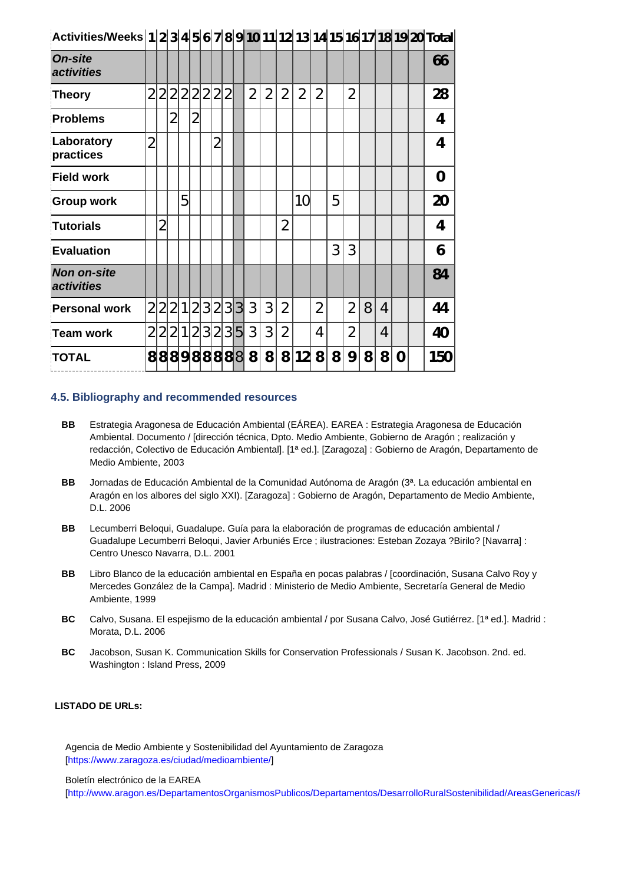| Activities/Weeks | 1 | 2 | 3 | 4 | 5 | 6 | 7 | 8 | 9 | 10 | 11 | 12 | 13 | 14 | 15 | 16 | 17 | 18 | 19 | 20 | Total |
|---|---|---|---|---|---|---|---|---|---|---|---|---|---|---|---|---|---|---|---|---|---|
| ***On-site activities*** | | | | | | | | | | | | | | | | | | | | | **66** |
| **Theory** | 2 | 2 | 2 | 2 | 2 | 2 | 2 | 2 | | 2 | 2 | 2 | 2 | 2 | | 2 | | | | | **28** |
| **Problems** | | | 2 | | 2 | | | | | | | | | | | | | | | | **4** |
| **Laboratory practices** | 2 | | | | | | 2 | | | | | | | | | | | | | | **4** |
| **Field work** | | | | | | | | | | | | | | | | | | | | | **0** |
| **Group work** | | | | 5 | | | | | | | | | 10 | | 5 | | | | | | **20** |
| **Tutorials** | | 2 | | | | | | | | | | 2 | | | | | | | | | **4** |
| **Evaluation** | | | | | | | | | | | | | | | 3 | 3 | | | | | **6** |
| ***Non on-site activities*** | | | | | | | | | | | | | | | | | | | | | **84** |
| **Personal work** | 2 | 2 | 2 | 1 | 2 | 3 | 2 | 3 | 3 | 3 | 3 | 2 | | 2 | | 2 | 8 | 4 | | | **44** |
| **Team work** | 2 | 2 | 2 | 1 | 2 | 3 | 2 | 3 | 5 | 3 | 3 | 2 | | 4 | | 2 | | 4 | | | **40** |
| **TOTAL** | **8** | **8** | **8** | **9** | **8** | **8** | **8** | **8** | 8 | **8** | **8** | **8** | **12** | **8** | **8** | **9** | **8** | **8** | **0** | | **150** |

### 4.5. Bibliography and recommended resources

- **BB** Estrategia Aragonesa de Educación Ambiental (EÁREA). EAREA : Estrategia Aragonesa de Educación Ambiental. Documento / [dirección técnica, Dpto. Medio Ambiente, Gobierno de Aragón ; realización y redacción, Colectivo de Educación Ambiental]. [1ª ed.]. [Zaragoza] : Gobierno de Aragón, Departamento de Medio Ambiente, 2003
- **BB** Jornadas de Educación Ambiental de la Comunidad Autónoma de Aragón (3ª. La educación ambiental en Aragón en los albores del siglo XXI). [Zaragoza] : Gobierno de Aragón, Departamento de Medio Ambiente, D.L. 2006
- **BB** Lecumberri Beloqui, Guadalupe. Guía para la elaboración de programas de educación ambiental / Guadalupe Lecumberri Beloqui, Javier Arbuniés Erce ; ilustraciones: Esteban Zozaya ?Birilo? [Navarra] : Centro Unesco Navarra, D.L. 2001
- **BB** Libro Blanco de la educación ambiental en España en pocas palabras / [coordinación, Susana Calvo Roy y Mercedes González de la Campa]. Madrid : Ministerio de Medio Ambiente, Secretaría General de Medio Ambiente, 1999
- **BC** Calvo, Susana. El espejismo de la educación ambiental / por Susana Calvo, José Gutiérrez. [1ª ed.]. Madrid : Morata, D.L. 2006
- **BC** Jacobson, Susan K. Communication Skills for Conservation Professionals / Susan K. Jacobson. 2nd. ed. Washington : Island Press, 2009

**LISTADO DE URLs:**

Agencia de Medio Ambiente y Sostenibilidad del Ayuntamiento de Zaragoza
[https://www.zaragoza.es/ciudad/medioambiente/]

Boletín electrónico de la EAREA
[http://www.aragon.es/DepartamentosOrganismosPublicos/Departamentos/DesarrolloRuralSostenibilidad/AreasGenericas/I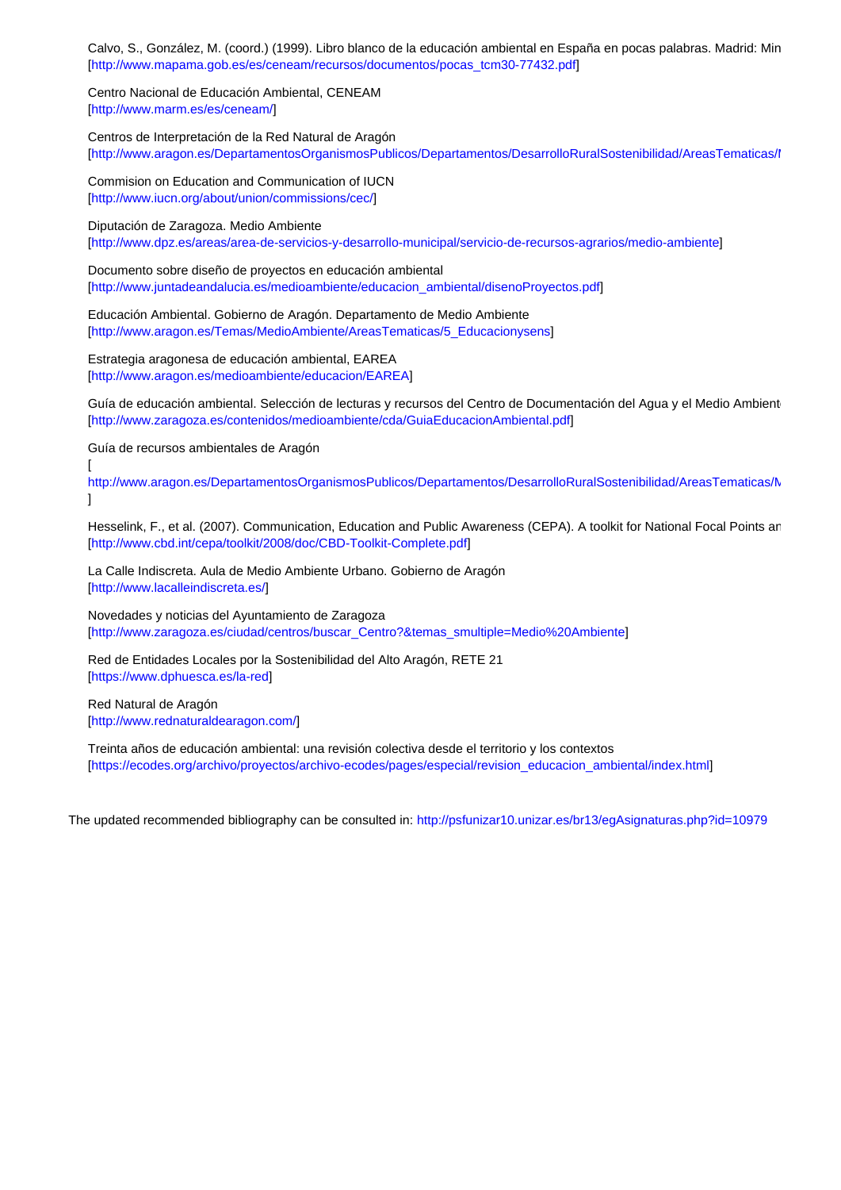Calvo, S., González, M. (coord.) (1999). Libro blanco de la educación ambiental en España en pocas palabras. Madrid: Min
[http://www.mapama.gob.es/es/ceneam/recursos/documentos/pocas_tcm30-77432.pdf]

Centro Nacional de Educación Ambiental, CENEAM
[http://www.marm.es/es/ceneam/]

Centros de Interpretación de la Red Natural de Aragón
[http://www.aragon.es/DepartamentosOrganismosPublicos/Departamentos/DesarrolloRuralSostenibilidad/AreasTematicas/I

Commision on Education and Communication of IUCN
[http://www.iucn.org/about/union/commissions/cec/]

Diputación de Zaragoza. Medio Ambiente
[http://www.dpz.es/areas/area-de-servicios-y-desarrollo-municipal/servicio-de-recursos-agrarios/medio-ambiente]

Documento sobre diseño de proyectos en educación ambiental
[http://www.juntadeandalucia.es/medioambiente/educacion_ambiental/disenoProyectos.pdf]

Educación Ambiental. Gobierno de Aragón. Departamento de Medio Ambiente
[http://www.aragon.es/Temas/MedioAmbiente/AreasTematicas/5_Educacionysens]

Estrategia aragonesa de educación ambiental, EAREA
[http://www.aragon.es/medioambiente/educacion/EAREA]

Guía de educación ambiental. Selección de lecturas y recursos del Centro de Documentación del Agua y el Medio Ambient
[http://www.zaragoza.es/contenidos/medioambiente/cda/GuiaEducacionAmbiental.pdf]

Guía de recursos ambientales de Aragón
[
http://www.aragon.es/DepartamentosOrganismosPublicos/Departamentos/DesarrolloRuralSostenibilidad/AreasTematicas/M
]

Hesselink, F., et al. (2007). Communication, Education and Public Awareness (CEPA). A toolkit for National Focal Points an
[http://www.cbd.int/cepa/toolkit/2008/doc/CBD-Toolkit-Complete.pdf]

La Calle Indiscreta. Aula de Medio Ambiente Urbano. Gobierno de Aragón
[http://www.lacalleindiscreta.es/]

Novedades y noticias del Ayuntamiento de Zaragoza
[http://www.zaragoza.es/ciudad/centros/buscar_Centro?&temas_smultiple=Medio%20Ambiente]

Red de Entidades Locales por la Sostenibilidad del Alto Aragón, RETE 21
[https://www.dphuesca.es/la-red]

Red Natural de Aragón
[http://www.rednaturaldearagon.com/]

Treinta años de educación ambiental: una revisión colectiva desde el territorio y los contextos
[https://ecodes.org/archivo/proyectos/archivo-ecodes/pages/especial/revision_educacion_ambiental/index.html]

The updated recommended bibliography can be consulted in: http://psfunizar10.unizar.es/br13/egAsignaturas.php?id=10979